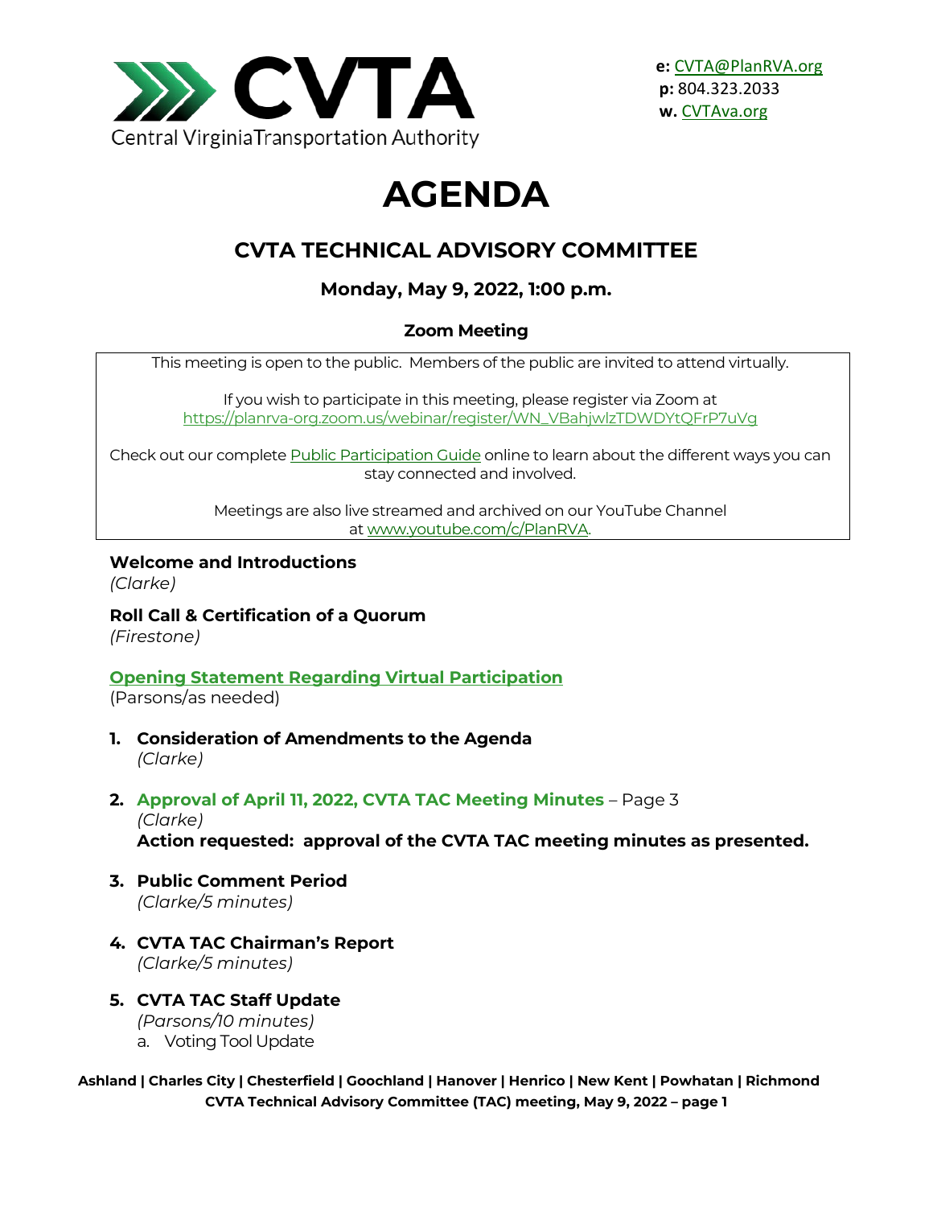CVTA

Central Virginia Transportation Authority

**e:** [CVTA@PlanRVA.org](mailto:CVTA@PlanRVA.org)
**p:** 804.323.2033
**w.** [CVTAva.org](CVTAva.org)

# AGENDA

## CVTA TECHNICAL ADVISORY COMMITTEE

### Monday, May 9, 2022, 1:00 p.m.

**Zoom Meeting**

This meeting is open to the public. Members of the public are invited to attend virtually.

If you wish to participate in this meeting, please register via Zoom at https://planrva-org.zoom.us/webinar/register/WN_VBahjwlzTDWDYtQFrP7uVg

Check out our complete Public Participation Guide online to learn about the different ways you can stay connected and involved.

Meetings are also live streamed and archived on our YouTube Channel at www.youtube.com/c/PlanRVA.

**Welcome and Introductions**
*(Clarke)*

**Roll Call & Certification of a Quorum**
*(Firestone)*

**Opening Statement Regarding Virtual Participation**
(Parsons/as needed)

1. **Consideration of Amendments to the Agenda**
   *(Clarke)*

2. **Approval of April 11, 2022, CVTA TAC Meeting Minutes** – Page 3
   *(Clarke)*
   **Action requested: approval of the CVTA TAC meeting minutes as presented.**

3. **Public Comment Period**
   *(Clarke/5 minutes)*

4. **CVTA TAC Chairman's Report**
   *(Clarke/5 minutes)*

5. **CVTA TAC Staff Update**
   *(Parsons/10 minutes)*
   a. Voting Tool Update

**Ashland | Charles City | Chesterfield | Goochland | Hanover | Henrico | New Kent | Powhatan | Richmond**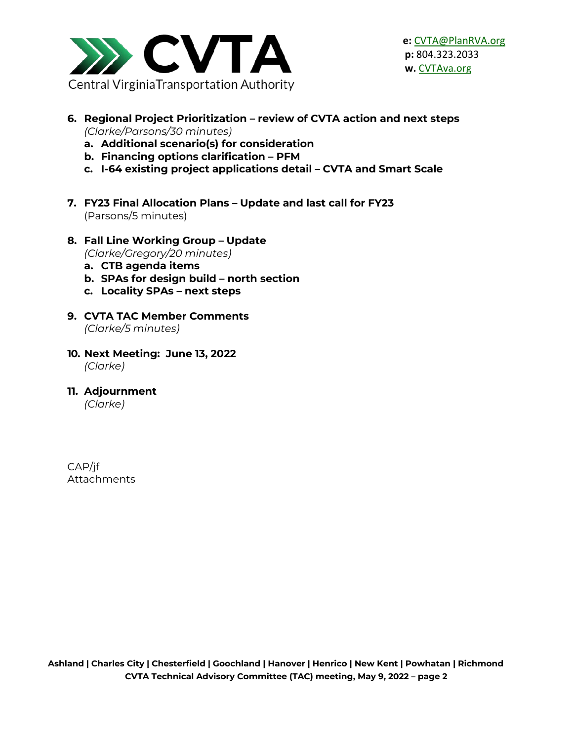6. **Regional Project Prioritization – review of CVTA action and next steps**
   *(Clarke/Parsons/30 minutes)*
   a. **Additional scenario(s) for consideration**
   b. **Financing options clarification – PFM**
   c. **I-64 existing project applications detail – CVTA and Smart Scale**

7. **FY23 Final Allocation Plans – Update and last call for FY23**
   (Parsons/5 minutes)

8. **Fall Line Working Group – Update**
   *(Clarke/Gregory/20 minutes)*
   a. **CTB agenda items**
   b. **SPAs for design build – north section**
   c. **Locality SPAs – next steps**

9. **CVTA TAC Member Comments**
   *(Clarke/5 minutes)*

10. **Next Meeting: June 13, 2022**
    *(Clarke)*

11. **Adjournment**
    *(Clarke)*

CAP/jf
Attachments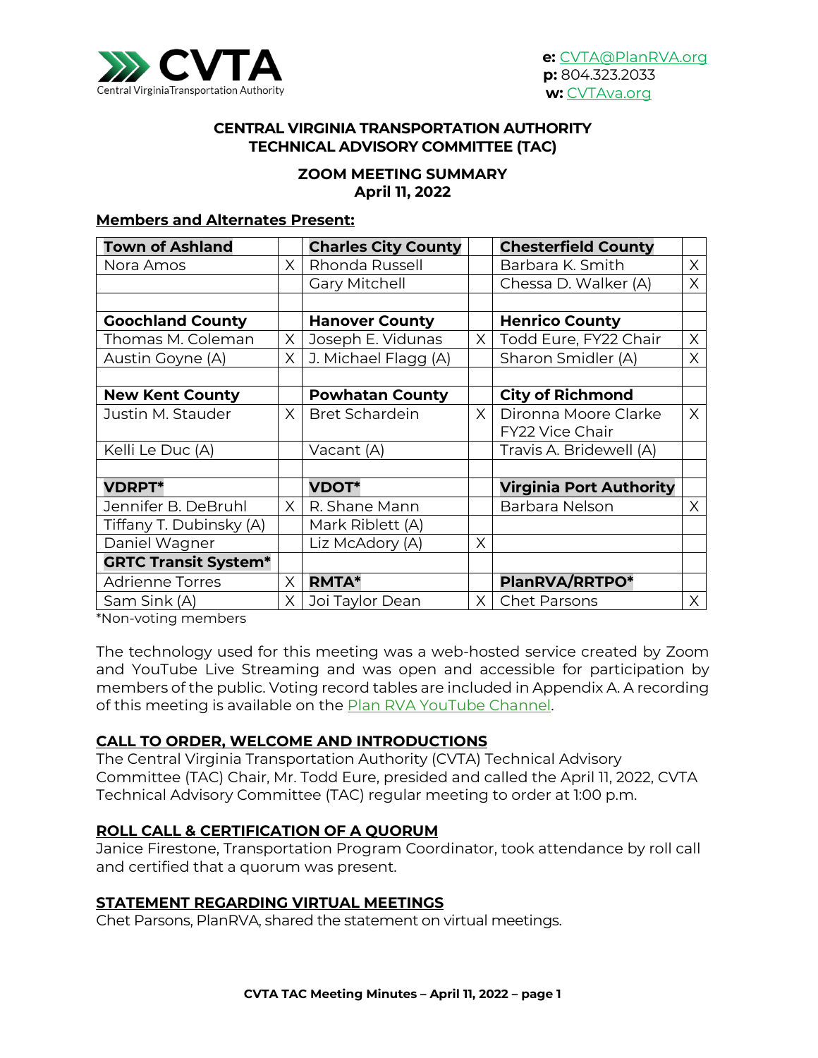CVTA

Central Virginia Transportation Authority

**e:** CVTA@PlanRVA.org
**p:** 804.323.2033
**w:** CVTAva.org

**CENTRAL VIRGINIA TRANSPORTATION AUTHORITY**
**TECHNICAL ADVISORY COMMITTEE (TAC)**

**ZOOM MEETING SUMMARY**
**April 11, 2022**

**Members and Alternates Present:**

| **Town of Ashland** | | **Charles City County** | | **Chesterfield County** | |
|---|---|---|---|---|---|
| Nora Amos | X | Rhonda Russell | | Barbara K. Smith | X |
| | | Gary Mitchell | | Chessa D. Walker (A) | X |
| | | | | | |
| **Goochland County** | | **Hanover County** | | **Henrico County** | |
| Thomas M. Coleman | X | Joseph E. Vidunas | X | Todd Eure, FY22 Chair | X |
| Austin Goyne (A) | X | J. Michael Flagg (A) | | Sharon Smidler (A) | X |
| | | | | | |
| **New Kent County** | | **Powhatan County** | | **City of Richmond** | |
| Justin M. Stauder | X | Bret Schardein | X | Dironna Moore Clarke FY22 Vice Chair | X |
| Kelli Le Duc (A) | | Vacant (A) | | Travis A. Bridewell (A) | |
| | | | | | |
| **VDRPT*** | | **VDOT*** | | **Virginia Port Authority** | |
| Jennifer B. DeBruhl | X | R. Shane Mann | | Barbara Nelson | X |
| Tiffany T. Dubinsky (A) | | Mark Riblett (A) | | | |
| Daniel Wagner | | Liz McAdory (A) | X | | |
| **GRTC Transit System*** | | | | | |
| Adrienne Torres | X | **RMTA*** | | **PlanRVA/RRTPO*** | |
| Sam Sink (A) | X | Joi Taylor Dean | X | Chet Parsons | X |

*Non-voting members

The technology used for this meeting was a web-hosted service created by Zoom and YouTube Live Streaming and was open and accessible for participation by members of the public. Voting record tables are included in Appendix A. A recording of this meeting is available on the Plan RVA YouTube Channel.

## CALL TO ORDER, WELCOME AND INTRODUCTIONS

The Central Virginia Transportation Authority (CVTA) Technical Advisory Committee (TAC) Chair, Mr. Todd Eure, presided and called the April 11, 2022, CVTA Technical Advisory Committee (TAC) regular meeting to order at 1:00 p.m.

## ROLL CALL & CERTIFICATION OF A QUORUM

Janice Firestone, Transportation Program Coordinator, took attendance by roll call and certified that a quorum was present.

## STATEMENT REGARDING VIRTUAL MEETINGS

Chet Parsons, PlanRVA, shared the statement on virtual meetings.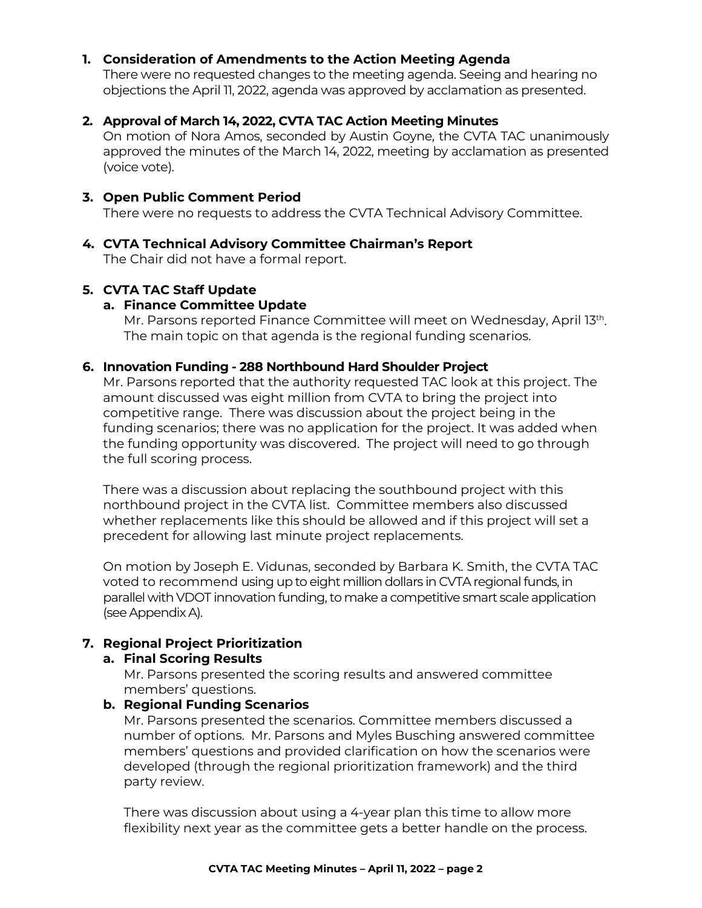1. **Consideration of Amendments to the Action Meeting Agenda**
   There were no requested changes to the meeting agenda. Seeing and hearing no objections the April 11, 2022, agenda was approved by acclamation as presented.

2. **Approval of March 14, 2022, CVTA TAC Action Meeting Minutes**
   On motion of Nora Amos, seconded by Austin Goyne, the CVTA TAC unanimously approved the minutes of the March 14, 2022, meeting by acclamation as presented (voice vote).

3. **Open Public Comment Period**
   There were no requests to address the CVTA Technical Advisory Committee.

4. **CVTA Technical Advisory Committee Chairman's Report**
   The Chair did not have a formal report.

5. **CVTA TAC Staff Update**
   a. **Finance Committee Update**
      Mr. Parsons reported Finance Committee will meet on Wednesday, April 13th. The main topic on that agenda is the regional funding scenarios.

6. **Innovation Funding - 288 Northbound Hard Shoulder Project**
   Mr. Parsons reported that the authority requested TAC look at this project. The amount discussed was eight million from CVTA to bring the project into competitive range. There was discussion about the project being in the funding scenarios; there was no application for the project. It was added when the funding opportunity was discovered. The project will need to go through the full scoring process.

   There was a discussion about replacing the southbound project with this northbound project in the CVTA list. Committee members also discussed whether replacements like this should be allowed and if this project will set a precedent for allowing last minute project replacements.

   On motion by Joseph E. Vidunas, seconded by Barbara K. Smith, the CVTA TAC voted to recommend using up to eight million dollars in CVTA regional funds, in parallel with VDOT innovation funding, to make a competitive smart scale application (see Appendix A).

7. **Regional Project Prioritization**
   a. **Final Scoring Results**
      Mr. Parsons presented the scoring results and answered committee members' questions.

   b. **Regional Funding Scenarios**
      Mr. Parsons presented the scenarios. Committee members discussed a number of options. Mr. Parsons and Myles Busching answered committee members' questions and provided clarification on how the scenarios were developed (through the regional prioritization framework) and the third party review.

      There was discussion about using a 4-year plan this time to allow more flexibility next year as the committee gets a better handle on the process.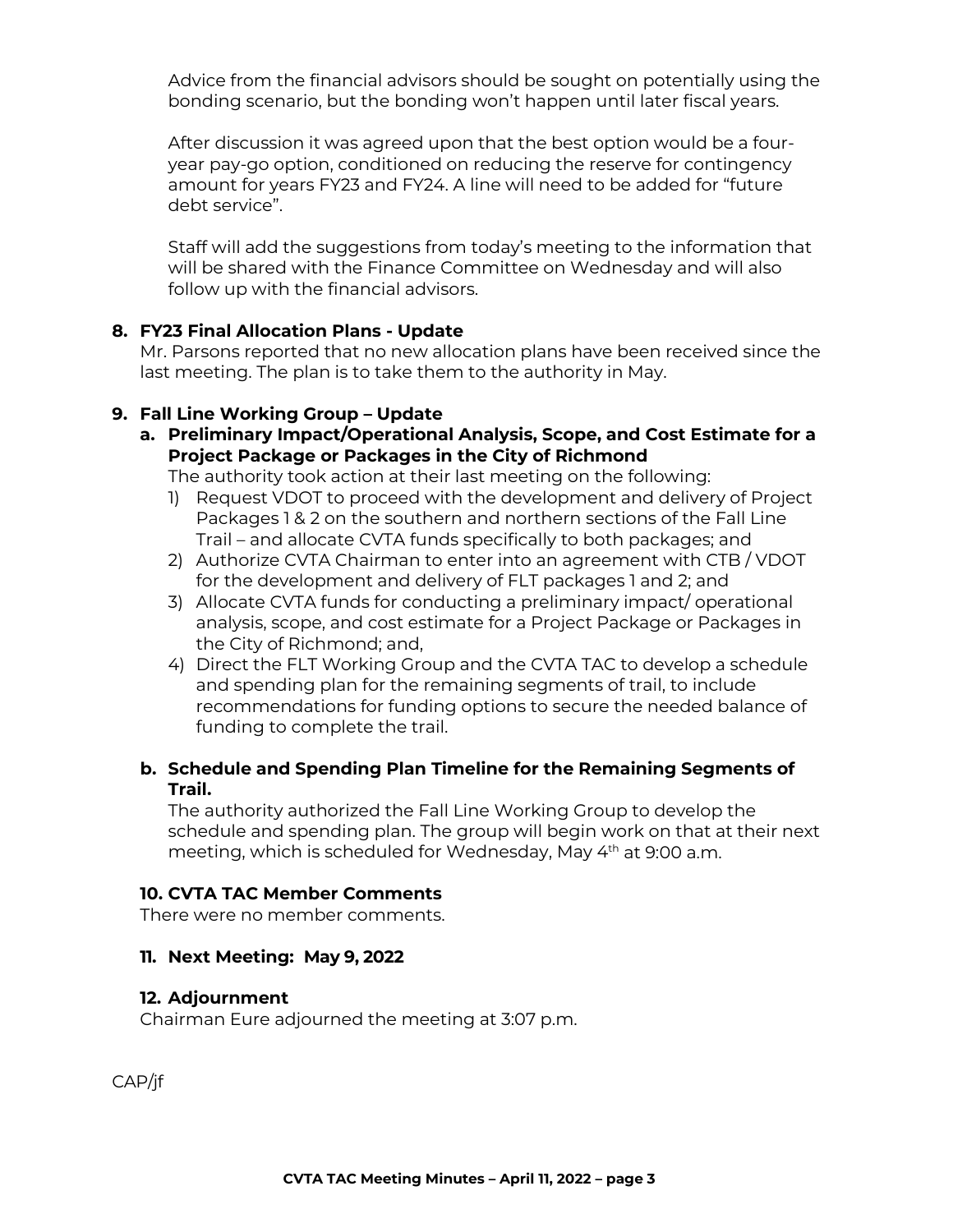Advice from the financial advisors should be sought on potentially using the bonding scenario, but the bonding won't happen until later fiscal years.

After discussion it was agreed upon that the best option would be a four-year pay-go option, conditioned on reducing the reserve for contingency amount for years FY23 and FY24. A line will need to be added for "future debt service".

Staff will add the suggestions from today's meeting to the information that will be shared with the Finance Committee on Wednesday and will also follow up with the financial advisors.

**8. FY23 Final Allocation Plans - Update**

Mr. Parsons reported that no new allocation plans have been received since the last meeting. The plan is to take them to the authority in May.

**9. Fall Line Working Group – Update**

**a. Preliminary Impact/Operational Analysis, Scope, and Cost Estimate for a Project Package or Packages in the City of Richmond**

The authority took action at their last meeting on the following:

1) Request VDOT to proceed with the development and delivery of Project Packages 1 & 2 on the southern and northern sections of the Fall Line Trail – and allocate CVTA funds specifically to both packages; and
2) Authorize CVTA Chairman to enter into an agreement with CTB / VDOT for the development and delivery of FLT packages 1 and 2; and
3) Allocate CVTA funds for conducting a preliminary impact/ operational analysis, scope, and cost estimate for a Project Package or Packages in the City of Richmond; and,
4) Direct the FLT Working Group and the CVTA TAC to develop a schedule and spending plan for the remaining segments of trail, to include recommendations for funding options to secure the needed balance of funding to complete the trail.

**b. Schedule and Spending Plan Timeline for the Remaining Segments of Trail.**

The authority authorized the Fall Line Working Group to develop the schedule and spending plan. The group will begin work on that at their next meeting, which is scheduled for Wednesday, May 4th at 9:00 a.m.

**10. CVTA TAC Member Comments**

There were no member comments.

**11. Next Meeting: May 9, 2022**

**12. Adjournment**

Chairman Eure adjourned the meeting at 3:07 p.m.

CAP/jf